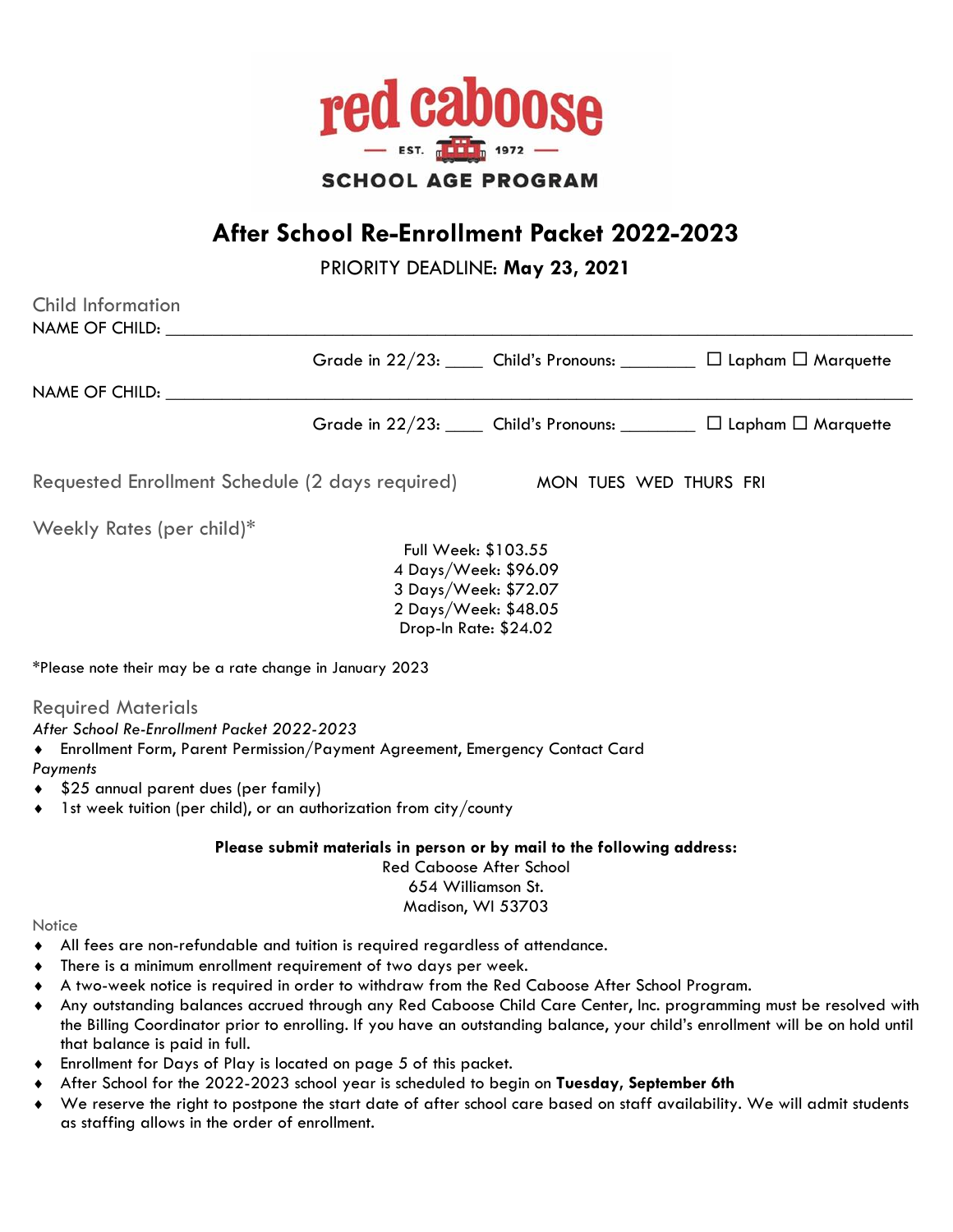red caboose

— EST. 1972 —

SCHOOL AGE PROGRAM

# After School Re-Enrollment Packet 2022-2023

PRIORITY DEADLINE: **May 23, 2021**

## Child Information

NAME OF CHILD: ______________________________________________

Grade in 22/23: ____ Child's Pronouns: ________ ☐ Lapham ☐ Marquette

NAME OF CHILD: ______________________________________________

Grade in 22/23: ____ Child's Pronouns: ________ ☐ Lapham ☐ Marquette

## Requested Enrollment Schedule (2 days required)

MON TUES WED THURS FRI

## Weekly Rates (per child)*

Full Week: $103.55
4 Days/Week: $96.09
3 Days/Week: $72.07
2 Days/Week: $48.05
Drop-In Rate: $24.02

*Please note their may be a rate change in January 2023

## Required Materials

*After School Re-Enrollment Packet 2022-2023*

- Enrollment Form, Parent Permission/Payment Agreement, Emergency Contact Card

*Payments*

- $25 annual parent dues (per family)
- 1st week tuition (per child), or an authorization from city/county

**Please submit materials in person or by mail to the following address:**

Red Caboose After School
654 Williamson St.
Madison, WI 53703

### Notice

- All fees are non-refundable and tuition is required regardless of attendance.
- There is a minimum enrollment requirement of two days per week.
- A two-week notice is required in order to withdraw from the Red Caboose After School Program.
- Any outstanding balances accrued through any Red Caboose Child Care Center, Inc. programming must be resolved with the Billing Coordinator prior to enrolling. If you have an outstanding balance, your child's enrollment will be on hold until that balance is paid in full.
- Enrollment for Days of Play is located on page 5 of this packet.
- After School for the 2022-2023 school year is scheduled to begin on **Tuesday, September 6th**
- We reserve the right to postpone the start date of after school care based on staff availability. We will admit students as staffing allows in the order of enrollment.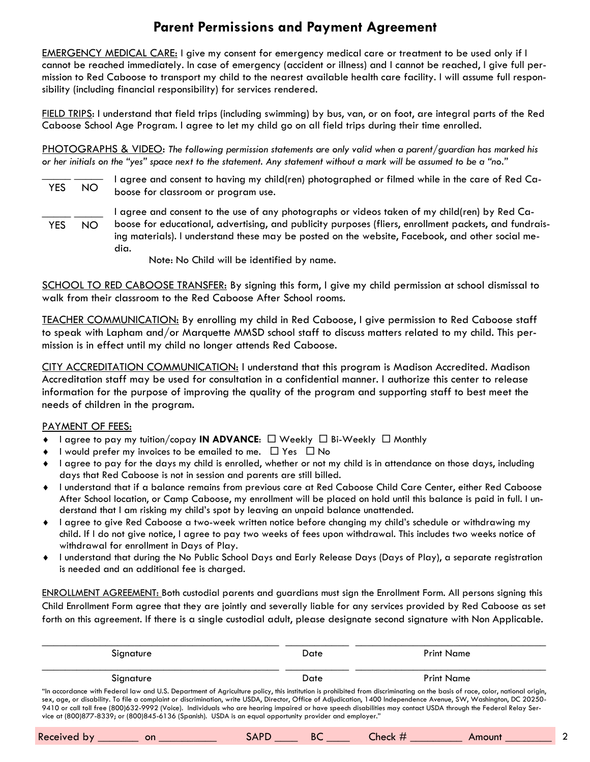# Parent Permissions and Payment Agreement

<u>EMERGENCY MEDICAL CARE:</u> I give my consent for emergency medical care or treatment to be used only if I cannot be reached immediately. In case of emergency (accident or illness) and I cannot be reached, I give full permission to Red Caboose to transport my child to the nearest available health care facility. I will assume full responsibility (including financial responsibility) for services rendered.

<u>FIELD TRIPS</u>: I understand that field trips (including swimming) by bus, van, or on foot, are integral parts of the Red Caboose School Age Program. I agree to let my child go on all field trips during their time enrolled.

<u>PHOTOGRAPHS & VIDEO</u>: *The following permission statements are only valid when a parent/guardian has marked his or her initials on the "yes" space next to the statement. Any statement without a mark will be assumed to be a "no."*

_____ YES _____ NO — I agree and consent to having my child(ren) photographed or filmed while in the care of Red Caboose for classroom or program use.

_____ YES _____ NO — I agree and consent to the use of any photographs or videos taken of my child(ren) by Red Caboose for educational, advertising, and publicity purposes (fliers, enrollment packets, and fundraising materials). I understand these may be posted on the website, Facebook, and other social media.

Note: No Child will be identified by name.

<u>SCHOOL TO RED CABOOSE TRANSFER:</u> By signing this form, I give my child permission at school dismissal to walk from their classroom to the Red Caboose After School rooms.

<u>TEACHER COMMUNICATION:</u> By enrolling my child in Red Caboose, I give permission to Red Caboose staff to speak with Lapham and/or Marquette MMSD school staff to discuss matters related to my child. This permission is in effect until my child no longer attends Red Caboose.

<u>CITY ACCREDITATION COMMUNICATION:</u> I understand that this program is Madison Accredited. Madison Accreditation staff may be used for consultation in a confidential manner. I authorize this center to release information for the purpose of improving the quality of the program and supporting staff to best meet the needs of children in the program.

<u>PAYMENT OF FEES:</u>

- I agree to pay my tuition/copay **IN ADVANCE**: ☐ Weekly ☐ Bi-Weekly ☐ Monthly
- I would prefer my invoices to be emailed to me. ☐ Yes ☐ No
- I agree to pay for the days my child is enrolled, whether or not my child is in attendance on those days, including days that Red Caboose is not in session and parents are still billed.
- I understand that if a balance remains from previous care at Red Caboose Child Care Center, either Red Caboose After School location, or Camp Caboose, my enrollment will be placed on hold until this balance is paid in full. I understand that I am risking my child's spot by leaving an unpaid balance unattended.
- I agree to give Red Caboose a two-week written notice before changing my child's schedule or withdrawing my child. If I do not give notice, I agree to pay two weeks of fees upon withdrawal. This includes two weeks notice of withdrawal for enrollment in Days of Play.
- I understand that during the No Public School Days and Early Release Days (Days of Play), a separate registration is needed and an additional fee is charged.

<u>ENROLLMENT AGREEMENT:</u> Both custodial parents and guardians must sign the Enrollment Form. All persons signing this Child Enrollment Form agree that they are jointly and severally liable for any services provided by Red Caboose as set forth on this agreement. If there is a single custodial adult, please designate second signature with Non Applicable.

| Signature | Date | Print Name |
|---|---|---|
| | | |
| | | |

"In accordance with Federal law and U.S. Department of Agriculture policy, this institution is prohibited from discriminating on the basis of race, color, national origin, sex, age, or disability. To file a complaint or discrimination, write USDA, Director, Office of Adjudication, 1400 Independence Avenue, SW, Washington, DC 20250-9410 or call toll free (800)632-9992 (Voice). Individuals who are hearing impaired or have speech disabilities may contact USDA through the Federal Relay Service at (800)877-8339; or (800)845-6136 (Spanish). USDA is an equal opportunity provider and employer."

Received by _______ on __________ SAPD ____ BC ____ Check # _________ Amount ________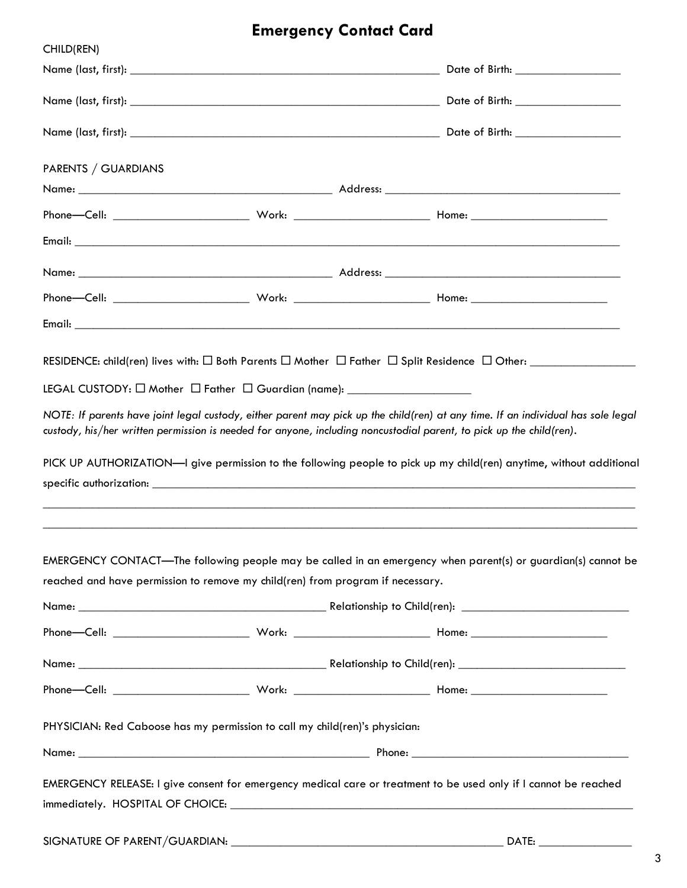# Emergency Contact Card

CHILD(REN)

Name (last, first): ______________________________________________ Date of Birth: _______________

Name (last, first): ______________________________________________ Date of Birth: _______________

Name (last, first): ______________________________________________ Date of Birth: _______________

PARENTS / GUARDIANS

Name: ______________________________________ Address: ____________________________________

Phone—Cell: ____________________ Work: ____________________ Home: ____________________

Email: __________________________________________________________________________________

Name: ______________________________________ Address: ____________________________________

Phone—Cell: ____________________ Work: ____________________ Home: ____________________

Email: __________________________________________________________________________________

RESIDENCE: child(ren) lives with: ☐ Both Parents ☐ Mother ☐ Father ☐ Split Residence ☐ Other: _______________

LEGAL CUSTODY: ☐ Mother ☐ Father ☐ Guardian (name): __________________

*NOTE: If parents have joint legal custody, either parent may pick up the child(ren) at any time. If an individual has sole legal custody, his/her written permission is needed for anyone, including noncustodial parent, to pick up the child(ren).*

PICK UP AUTHORIZATION—I give permission to the following people to pick up my child(ren) anytime, without additional specific authorization: ___________________________________________________________________________

__________________________________________________________________________________________

__________________________________________________________________________________________

EMERGENCY CONTACT—The following people may be called in an emergency when parent(s) or guardian(s) cannot be reached and have permission to remove my child(ren) from program if necessary.

Name: _____________________________________ Relationship to Child(ren): ________________________

Phone—Cell: ____________________ Work: ____________________ Home: ____________________

Name: _____________________________________ Relationship to Child(ren): ________________________

Phone—Cell: ____________________ Work: ____________________ Home: ____________________

PHYSICIAN: Red Caboose has my permission to call my child(ren)'s physician:

Name: ___________________________________________ Phone: _________________________________

EMERGENCY RELEASE: I give consent for emergency medical care or treatment to be used only if I cannot be reached immediately. HOSPITAL OF CHOICE: ____________________________________________________________

SIGNATURE OF PARENT/GUARDIAN: ________________________________________ DATE: ______________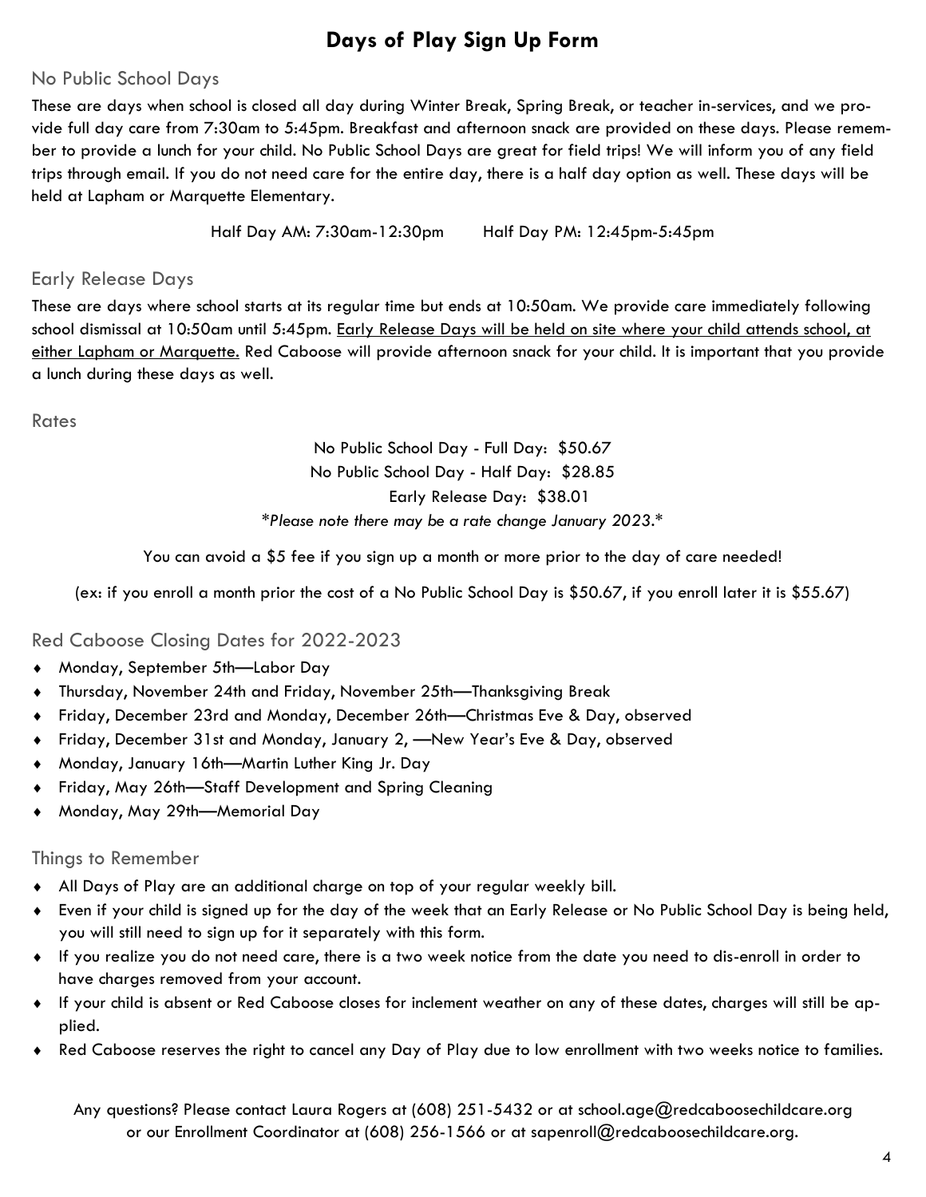# Days of Play Sign Up Form

## No Public School Days

These are days when school is closed all day during Winter Break, Spring Break, or teacher in-services, and we provide full day care from 7:30am to 5:45pm. Breakfast and afternoon snack are provided on these days. Please remember to provide a lunch for your child. No Public School Days are great for field trips! We will inform you of any field trips through email. If you do not need care for the entire day, there is a half day option as well. These days will be held at Lapham or Marquette Elementary.

Half Day AM: 7:30am-12:30pm    Half Day PM: 12:45pm-5:45pm

## Early Release Days

These are days where school starts at its regular time but ends at 10:50am. We provide care immediately following school dismissal at 10:50am until 5:45pm. <u>Early Release Days will be held on site where your child attends school, at either Lapham or Marquette.</u> Red Caboose will provide afternoon snack for your child. It is important that you provide a lunch during these days as well.

## Rates

No Public School Day - Full Day: $50.67

No Public School Day - Half Day: $28.85

Early Release Day: $38.01

*\*Please note there may be a rate change January 2023.\**

You can avoid a $5 fee if you sign up a month or more prior to the day of care needed!

(ex: if you enroll a month prior the cost of a No Public School Day is $50.67, if you enroll later it is $55.67)

## Red Caboose Closing Dates for 2022-2023

- Monday, September 5th—Labor Day
- Thursday, November 24th and Friday, November 25th—Thanksgiving Break
- Friday, December 23rd and Monday, December 26th—Christmas Eve & Day, observed
- Friday, December 31st and Monday, January 2, —New Year's Eve & Day, observed
- Monday, January 16th—Martin Luther King Jr. Day
- Friday, May 26th—Staff Development and Spring Cleaning
- Monday, May 29th—Memorial Day

## Things to Remember

- All Days of Play are an additional charge on top of your regular weekly bill.
- Even if your child is signed up for the day of the week that an Early Release or No Public School Day is being held, you will still need to sign up for it separately with this form.
- If you realize you do not need care, there is a two week notice from the date you need to dis-enroll in order to have charges removed from your account.
- If your child is absent or Red Caboose closes for inclement weather on any of these dates, charges will still be applied.
- Red Caboose reserves the right to cancel any Day of Play due to low enrollment with two weeks notice to families.

Any questions? Please contact Laura Rogers at (608) 251-5432 or at school.age@redcaboosechildcare.org or our Enrollment Coordinator at (608) 256-1566 or at sapenroll@redcaboosechildcare.org.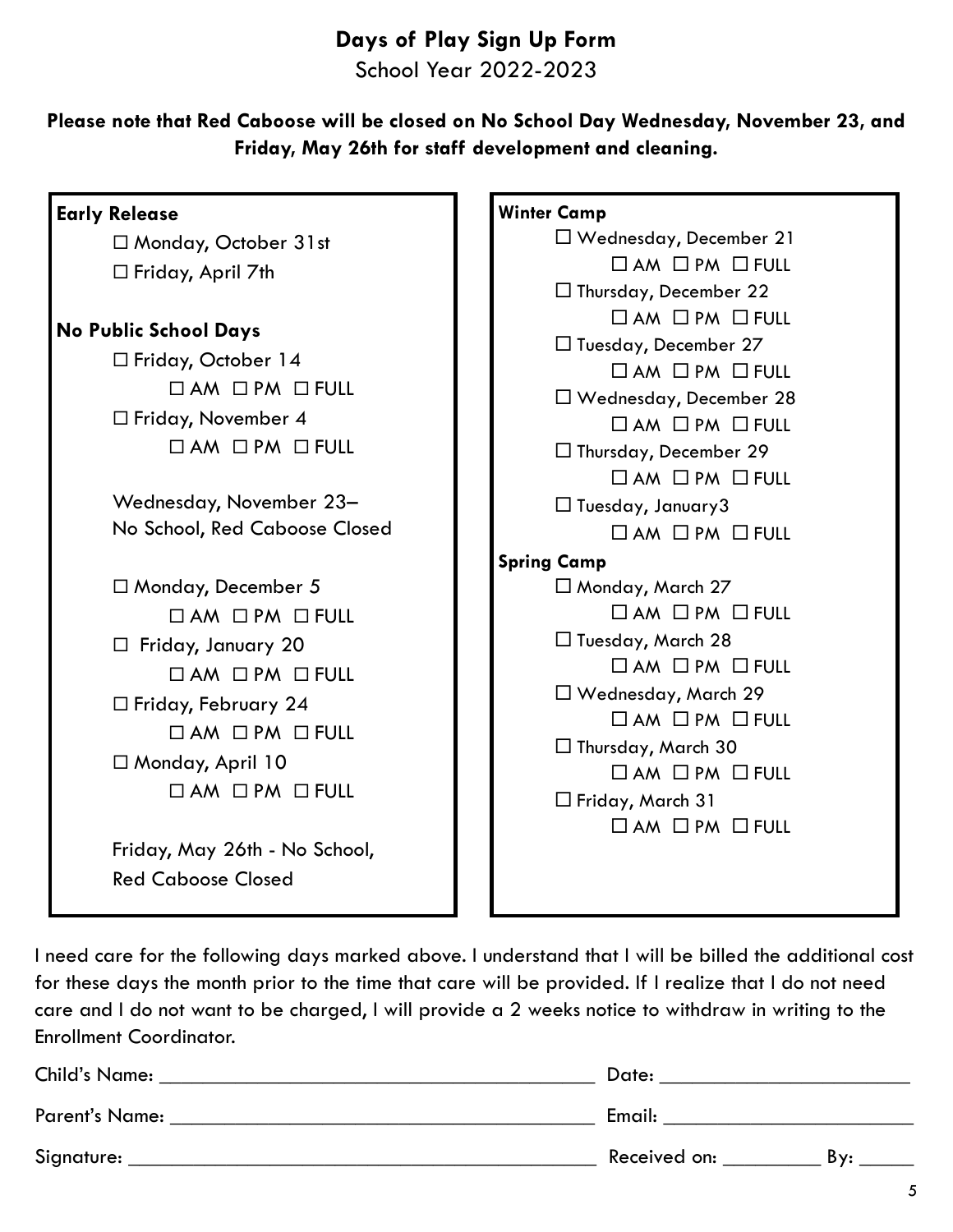# Days of Play Sign Up Form

School Year 2022-2023

**Please note that Red Caboose will be closed on No School Day Wednesday, November 23, and Friday, May 26th for staff development and cleaning.**

**Early Release**

- ☐ Monday, October 31st
- ☐ Friday, April 7th

**No Public School Days**

- ☐ Friday, October 14
  - ☐ AM ☐ PM ☐ FULL
- ☐ Friday, November 4
  - ☐ AM ☐ PM ☐ FULL

Wednesday, November 23– No School, Red Caboose Closed

- ☐ Monday, December 5
  - ☐ AM ☐ PM ☐ FULL
- ☐ Friday, January 20
  - ☐ AM ☐ PM ☐ FULL
- ☐ Friday, February 24
  - ☐ AM ☐ PM ☐ FULL
- ☐ Monday, April 10
  - ☐ AM ☐ PM ☐ FULL

Friday, May 26th - No School, Red Caboose Closed

**Winter Camp**

- ☐ Wednesday, December 21
  - ☐ AM ☐ PM ☐ FULL
- ☐ Thursday, December 22
  - ☐ AM ☐ PM ☐ FULL
- ☐ Tuesday, December 27
  - ☐ AM ☐ PM ☐ FULL
- ☐ Wednesday, December 28
  - ☐ AM ☐ PM ☐ FULL
- ☐ Thursday, December 29
  - ☐ AM ☐ PM ☐ FULL
- ☐ Tuesday, January3
  - ☐ AM ☐ PM ☐ FULL

**Spring Camp**

- ☐ Monday, March 27
  - ☐ AM ☐ PM ☐ FULL
- ☐ Tuesday, March 28
  - ☐ AM ☐ PM ☐ FULL
- ☐ Wednesday, March 29
  - ☐ AM ☐ PM ☐ FULL
- ☐ Thursday, March 30
  - ☐ AM ☐ PM ☐ FULL
- ☐ Friday, March 31
  - ☐ AM ☐ PM ☐ FULL

I need care for the following days marked above. I understand that I will be billed the additional cost for these days the month prior to the time that care will be provided. If I realize that I do not need care and I do not want to be charged, I will provide a 2 weeks notice to withdraw in writing to the Enrollment Coordinator.

Child's Name: ________________________________________ Date: ________________________

Parent's Name: ________________________________________ Email: ________________________

Signature: ____________________________________________ Received on: __________ By: ______